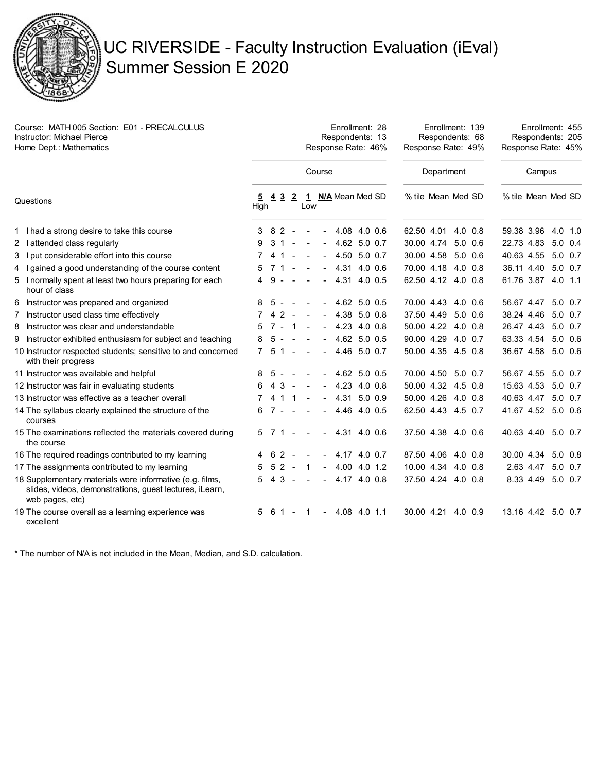# UC RIVERSIDE - Faculty Instruction Evaluation (iEval)
## Summer Session E 2020

Course: MATH 005 Section: E01 - PRECALCULUS
Instructor: Michael Pierce
Home Dept.: Mathematics

| | Course | Department | Campus |
|---|---|---|---|
| Enrollment | 28 | 139 | 455 |
| Respondents | 13 | 68 | 205 |
| Response Rate | 46% | 49% | 45% |

| Questions | 5 High | 4 | 3 | 2 | 1 Low | N/A | Mean | Med | SD | Dept. % tile | Dept. Mean | Dept. Med | Dept. SD | Campus % tile | Campus Mean | Campus Med | Campus SD |
|---|---|---|---|---|---|---|---|---|---|---|---|---|---|---|---|---|---|
| 1 I had a strong desire to take this course | 3 | 8 | 2 | - | - | - | 4.08 | 4.0 | 0.6 | 62.50 | 4.01 | 4.0 | 0.8 | 59.38 | 3.96 | 4.0 | 1.0 |
| 2 I attended class regularly | 9 | 3 | 1 | - | - | - | 4.62 | 5.0 | 0.7 | 30.00 | 4.74 | 5.0 | 0.6 | 22.73 | 4.83 | 5.0 | 0.4 |
| 3 I put considerable effort into this course | 7 | 4 | 1 | - | - | - | 4.50 | 5.0 | 0.7 | 30.00 | 4.58 | 5.0 | 0.6 | 40.63 | 4.55 | 5.0 | 0.7 |
| 4 I gained a good understanding of the course content | 5 | 7 | 1 | - | - | - | 4.31 | 4.0 | 0.6 | 70.00 | 4.18 | 4.0 | 0.8 | 36.11 | 4.40 | 5.0 | 0.7 |
| 5 I normally spent at least two hours preparing for each hour of class | 4 | 9 | - | - | - | - | 4.31 | 4.0 | 0.5 | 62.50 | 4.12 | 4.0 | 0.8 | 61.76 | 3.87 | 4.0 | 1.1 |
| 6 Instructor was prepared and organized | 8 | 5 | - | - | - | - | 4.62 | 5.0 | 0.5 | 70.00 | 4.43 | 4.0 | 0.6 | 56.67 | 4.47 | 5.0 | 0.7 |
| 7 Instructor used class time effectively | 7 | 4 | 2 | - | - | - | 4.38 | 5.0 | 0.8 | 37.50 | 4.49 | 5.0 | 0.6 | 38.24 | 4.46 | 5.0 | 0.7 |
| 8 Instructor was clear and understandable | 5 | 7 | - | 1 | - | - | 4.23 | 4.0 | 0.8 | 50.00 | 4.22 | 4.0 | 0.8 | 26.47 | 4.43 | 5.0 | 0.7 |
| 9 Instructor exhibited enthusiasm for subject and teaching | 8 | 5 | - | - | - | - | 4.62 | 5.0 | 0.5 | 90.00 | 4.29 | 4.0 | 0.7 | 63.33 | 4.54 | 5.0 | 0.6 |
| 10 Instructor respected students; sensitive to and concerned with their progress | 7 | 5 | 1 | - | - | - | 4.46 | 5.0 | 0.7 | 50.00 | 4.35 | 4.5 | 0.8 | 36.67 | 4.58 | 5.0 | 0.6 |
| 11 Instructor was available and helpful | 8 | 5 | - | - | - | - | 4.62 | 5.0 | 0.5 | 70.00 | 4.50 | 5.0 | 0.7 | 56.67 | 4.55 | 5.0 | 0.7 |
| 12 Instructor was fair in evaluating students | 6 | 4 | 3 | - | - | - | 4.23 | 4.0 | 0.8 | 50.00 | 4.32 | 4.5 | 0.8 | 15.63 | 4.53 | 5.0 | 0.7 |
| 13 Instructor was effective as a teacher overall | 7 | 4 | 1 | 1 | - | - | 4.31 | 5.0 | 0.9 | 50.00 | 4.26 | 4.0 | 0.8 | 40.63 | 4.47 | 5.0 | 0.7 |
| 14 The syllabus clearly explained the structure of the courses | 6 | 7 | - | - | - | - | 4.46 | 4.0 | 0.5 | 62.50 | 4.43 | 4.5 | 0.7 | 41.67 | 4.52 | 5.0 | 0.6 |
| 15 The examinations reflected the materials covered during the course | 5 | 7 | 1 | - | - | - | 4.31 | 4.0 | 0.6 | 37.50 | 4.38 | 4.0 | 0.6 | 40.63 | 4.40 | 5.0 | 0.7 |
| 16 The required readings contributed to my learning | 4 | 6 | 2 | - | - | - | 4.17 | 4.0 | 0.7 | 87.50 | 4.06 | 4.0 | 0.8 | 30.00 | 4.34 | 5.0 | 0.8 |
| 17 The assignments contributed to my learning | 5 | 5 | 2 | - | 1 | - | 4.00 | 4.0 | 1.2 | 10.00 | 4.34 | 4.0 | 0.8 | 2.63 | 4.47 | 5.0 | 0.7 |
| 18 Supplementary materials were informative (e.g. films, slides, videos, demonstrations, guest lectures, iLearn, web pages, etc) | 5 | 4 | 3 | - | - | - | 4.17 | 4.0 | 0.8 | 37.50 | 4.24 | 4.0 | 0.8 | 8.33 | 4.49 | 5.0 | 0.7 |
| 19 The course overall as a learning experience was excellent | 5 | 6 | 1 | - | 1 | - | 4.08 | 4.0 | 1.1 | 30.00 | 4.21 | 4.0 | 0.9 | 13.16 | 4.42 | 5.0 | 0.7 |

* The number of N/A is not included in the Mean, Median, and S.D. calculation.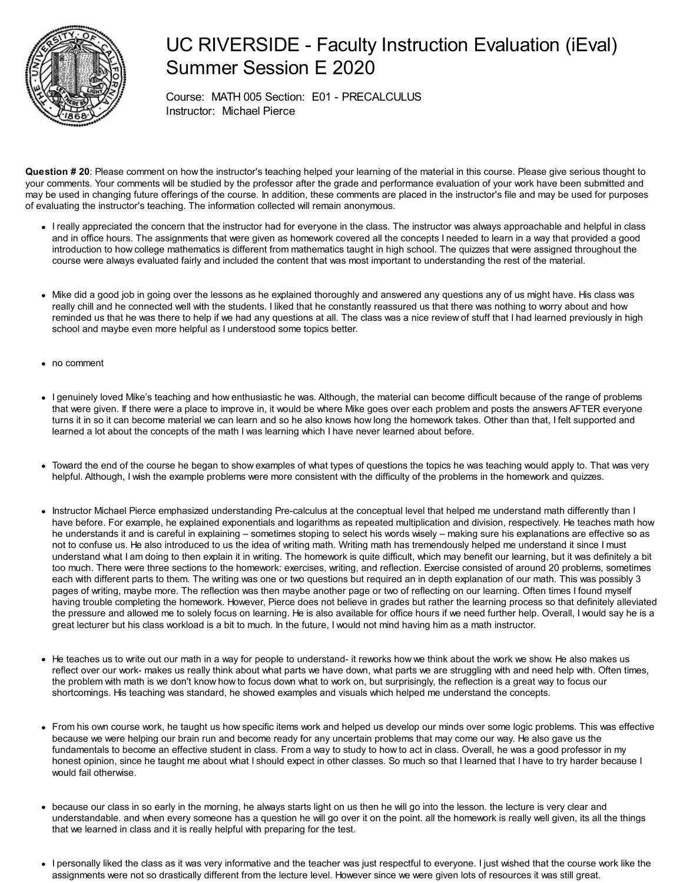# UC RIVERSIDE - Faculty Instruction Evaluation (iEval) Summer Session E 2020

Course: MATH 005 Section: E01 - PRECALCULUS
Instructor: Michael Pierce

**Question # 20**: Please comment on how the instructor's teaching helped your learning of the material in this course. Please give serious thought to your comments. Your comments will be studied by the professor after the grade and performance evaluation of your work have been submitted and may be used in changing future offerings of the course. In addition, these comments are placed in the instructor's file and may be used for purposes of evaluating the instructor's teaching. The information collected will remain anonymous.

- I really appreciated the concern that the instructor had for everyone in the class. The instructor was always approachable and helpful in class and in office hours. The assignments that were given as homework covered all the concepts I needed to learn in a way that provided a good introduction to how college mathematics is different from mathematics taught in high school. The quizzes that were assigned throughout the course were always evaluated fairly and included the content that was most important to understanding the rest of the material.

- Mike did a good job in going over the lessons as he explained thoroughly and answered any questions any of us might have. His class was really chill and he connected well with the students. I liked that he constantly reassured us that there was nothing to worry about and how reminded us that he was there to help if we had any questions at all. The class was a nice review of stuff that I had learned previously in high school and maybe even more helpful as I understood some topics better.

- no comment

- I genuinely loved Mike's teaching and how enthusiastic he was. Although, the material can become difficult because of the range of problems that were given. If there were a place to improve in, it would be where Mike goes over each problem and posts the answers AFTER everyone turns it in so it can become material we can learn and so he also knows how long the homework takes. Other than that, I felt supported and learned a lot about the concepts of the math I was learning which I have never learned about before.

- Toward the end of the course he began to show examples of what types of questions the topics he was teaching would apply to. That was very helpful. Although, I wish the example problems were more consistent with the difficulty of the problems in the homework and quizzes.

- Instructor Michael Pierce emphasized understanding Pre-calculus at the conceptual level that helped me understand math differently than I have before. For example, he explained exponentials and logarithms as repeated multiplication and division, respectively. He teaches math how he understands it and is careful in explaining – sometimes stoping to select his words wisely – making sure his explanations are effective so as not to confuse us. He also introduced to us the idea of writing math. Writing math has tremendously helped me understand it since I must understand what I am doing to then explain it in writing. The homework is quite difficult, which may benefit our learning, but it was definitely a bit too much. There were three sections to the homework: exercises, writing, and reflection. Exercise consisted of around 20 problems, sometimes each with different parts to them. The writing was one or two questions but required an in depth explanation of our math. This was possibly 3 pages of writing, maybe more. The reflection was then maybe another page or two of reflecting on our learning. Often times I found myself having trouble completing the homework. However, Pierce does not believe in grades but rather the learning process so that definitely alleviated the pressure and allowed me to solely focus on learning. He is also available for office hours if we need further help. Overall, I would say he is a great lecturer but his class workload is a bit to much. In the future, I would not mind having him as a math instructor.

- He teaches us to write out our math in a way for people to understand- it reworks how we think about the work we show. He also makes us reflect over our work- makes us really think about what parts we have down, what parts we are struggling with and need help with. Often times, the problem with math is we don't know how to focus down what to work on, but surprisingly, the reflection is a great way to focus our shortcomings. His teaching was standard, he showed examples and visuals which helped me understand the concepts.

- From his own course work, he taught us how specific items work and helped us develop our minds over some logic problems. This was effective because we were helping our brain run and become ready for any uncertain problems that may come our way. He also gave us the fundamentals to become an effective student in class. From a way to study to how to act in class. Overall, he was a good professor in my honest opinion, since he taught me about what I should expect in other classes. So much so that I learned that I have to try harder because I would fail otherwise.

- because our class in so early in the morning, he always starts light on us then he will go into the lesson. the lecture is very clear and understandable. and when every someone has a question he will go over it on the point. all the homework is really well given, its all the things that we learned in class and it is really helpful with preparing for the test.

- I personally liked the class as it was very informative and the teacher was just respectful to everyone. I just wished that the course work like the assignments were not so drastically different from the lecture level. However since we were given lots of resources it was still great.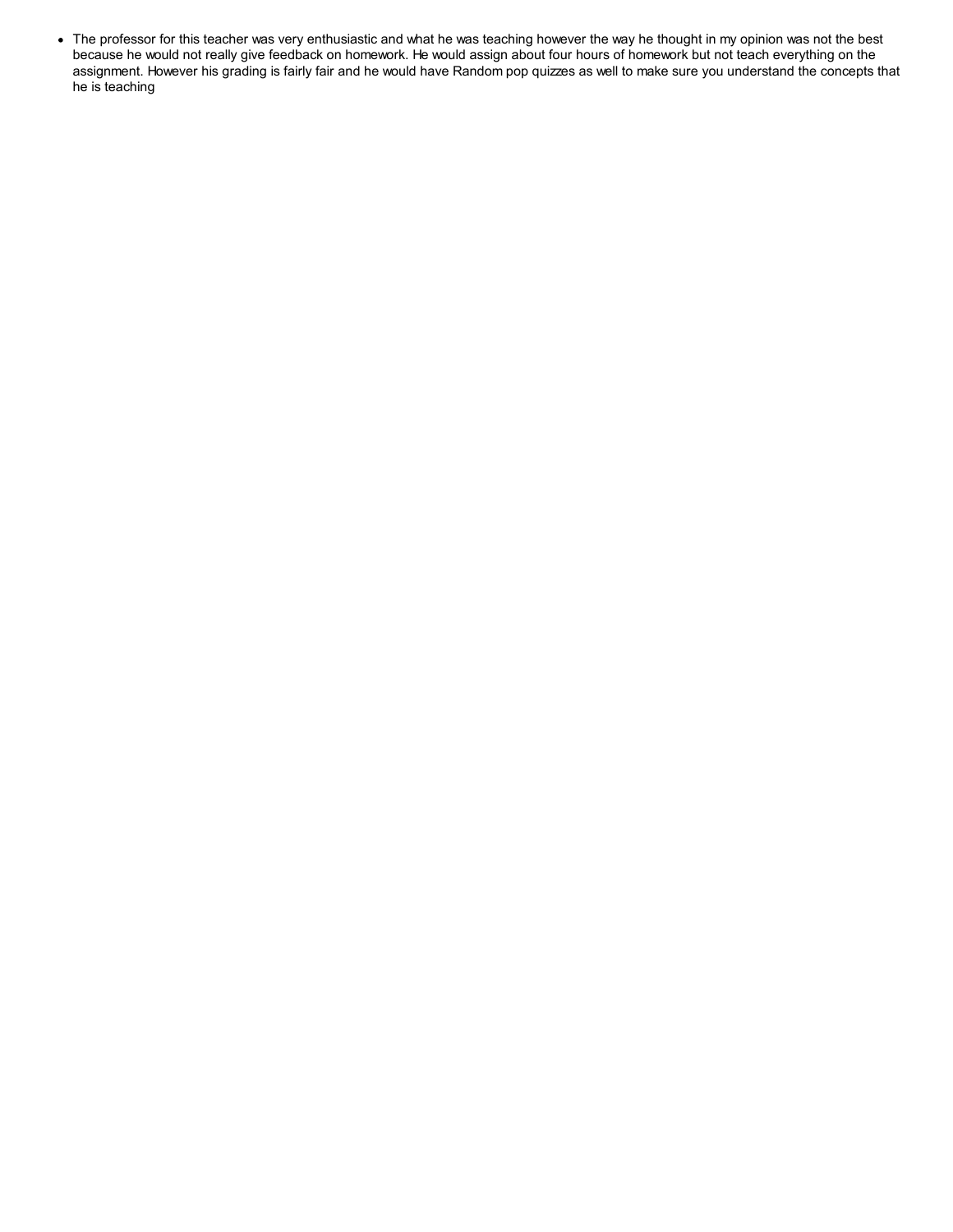- The professor for this teacher was very enthusiastic and what he was teaching however the way he thought in my opinion was not the best because he would not really give feedback on homework. He would assign about four hours of homework but not teach everything on the assignment. However his grading is fairly fair and he would have Random pop quizzes as well to make sure you understand the concepts that he is teaching